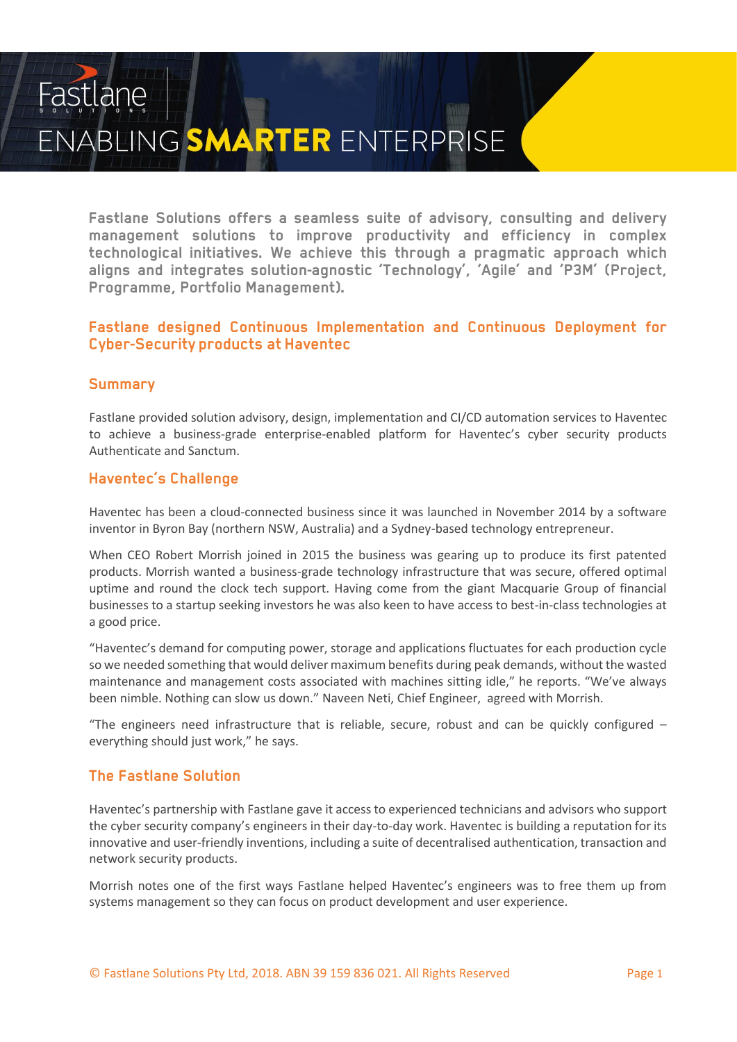Fastlane
S O L U T I O N S

# ENABLING **SMARTER** ENTERPRISE

**Fastlane Solutions offers a seamless suite of advisory, consulting and delivery management solutions to improve productivity and efficiency in complex technological initiatives. We achieve this through a pragmatic approach which aligns and integrates solution-agnostic 'Technology', 'Agile' and 'P3M' (Project, Programme, Portfolio Management).**

## Fastlane designed Continuous Implementation and Continuous Deployment for Cyber-Security products at Haventec

### Summary

Fastlane provided solution advisory, design, implementation and CI/CD automation services to Haventec to achieve a business-grade enterprise-enabled platform for Haventec's cyber security products Authenticate and Sanctum.

### Haventec's Challenge

Haventec has been a cloud-connected business since it was launched in November 2014 by a software inventor in Byron Bay (northern NSW, Australia) and a Sydney-based technology entrepreneur.

When CEO Robert Morrish joined in 2015 the business was gearing up to produce its first patented products. Morrish wanted a business-grade technology infrastructure that was secure, offered optimal uptime and round the clock tech support. Having come from the giant Macquarie Group of financial businesses to a startup seeking investors he was also keen to have access to best-in-class technologies at a good price.

"Haventec's demand for computing power, storage and applications fluctuates for each production cycle so we needed something that would deliver maximum benefits during peak demands, without the wasted maintenance and management costs associated with machines sitting idle," he reports. "We've always been nimble. Nothing can slow us down." Naveen Neti, Chief Engineer, agreed with Morrish.

"The engineers need infrastructure that is reliable, secure, robust and can be quickly configured – everything should just work," he says.

### The Fastlane Solution

Haventec's partnership with Fastlane gave it access to experienced technicians and advisors who support the cyber security company's engineers in their day-to-day work. Haventec is building a reputation for its innovative and user-friendly inventions, including a suite of decentralised authentication, transaction and network security products.

Morrish notes one of the first ways Fastlane helped Haventec's engineers was to free them up from systems management so they can focus on product development and user experience.

© Fastlane Solutions Pty Ltd, 2018. ABN 39 159 836 021. All Rights Reserved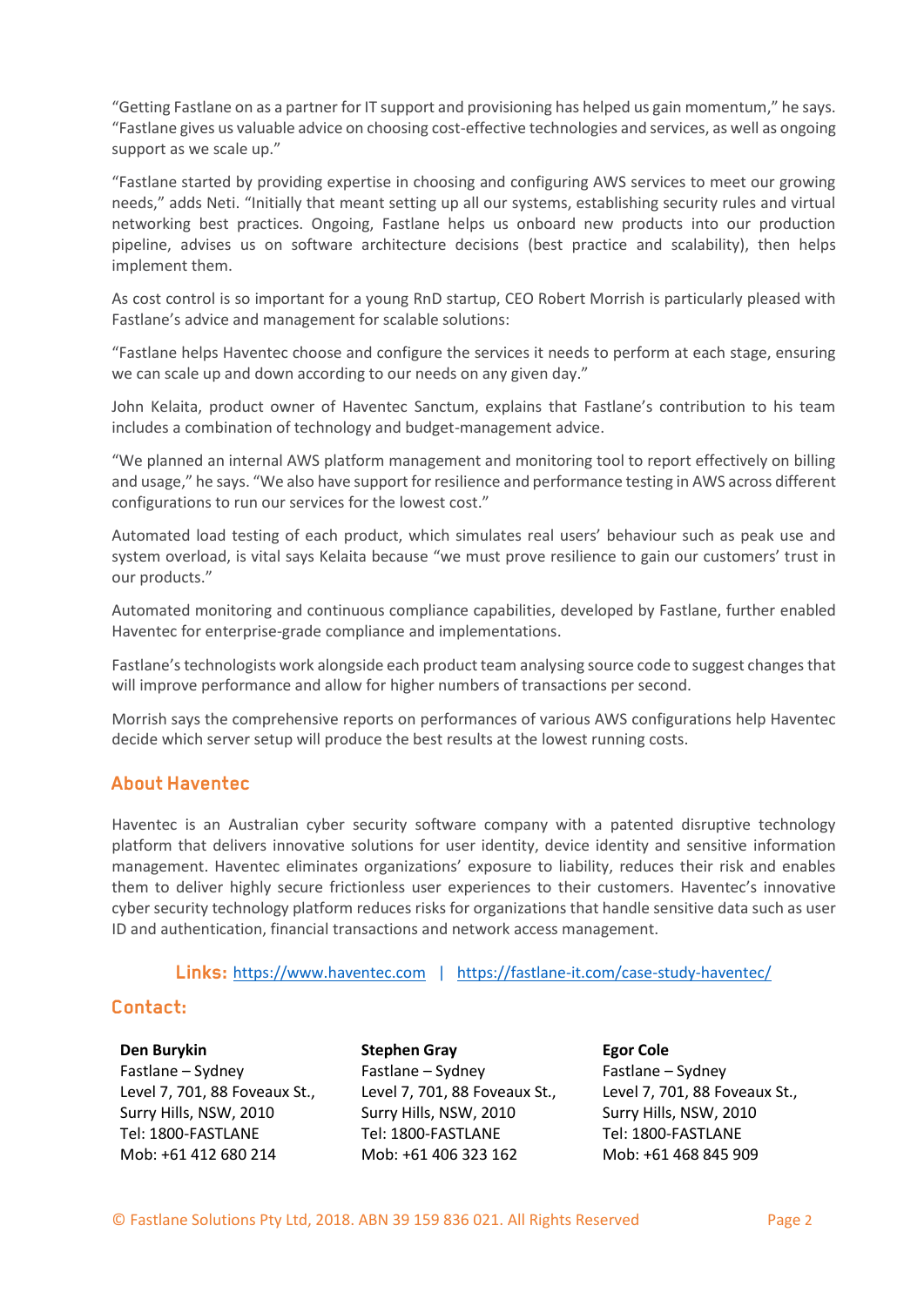"Getting Fastlane on as a partner for IT support and provisioning has helped us gain momentum," he says. "Fastlane gives us valuable advice on choosing cost-effective technologies and services, as well as ongoing support as we scale up."

"Fastlane started by providing expertise in choosing and configuring AWS services to meet our growing needs," adds Neti. "Initially that meant setting up all our systems, establishing security rules and virtual networking best practices. Ongoing, Fastlane helps us onboard new products into our production pipeline, advises us on software architecture decisions (best practice and scalability), then helps implement them.

As cost control is so important for a young RnD startup, CEO Robert Morrish is particularly pleased with Fastlane's advice and management for scalable solutions:

"Fastlane helps Haventec choose and configure the services it needs to perform at each stage, ensuring we can scale up and down according to our needs on any given day."

John Kelaita, product owner of Haventec Sanctum, explains that Fastlane's contribution to his team includes a combination of technology and budget-management advice.

"We planned an internal AWS platform management and monitoring tool to report effectively on billing and usage," he says. "We also have support for resilience and performance testing in AWS across different configurations to run our services for the lowest cost."

Automated load testing of each product, which simulates real users' behaviour such as peak use and system overload, is vital says Kelaita because "we must prove resilience to gain our customers' trust in our products."

Automated monitoring and continuous compliance capabilities, developed by Fastlane, further enabled Haventec for enterprise-grade compliance and implementations.

Fastlane's technologists work alongside each product team analysing source code to suggest changes that will improve performance and allow for higher numbers of transactions per second.

Morrish says the comprehensive reports on performances of various AWS configurations help Haventec decide which server setup will produce the best results at the lowest running costs.

## About Haventec

Haventec is an Australian cyber security software company with a patented disruptive technology platform that delivers innovative solutions for user identity, device identity and sensitive information management. Haventec eliminates organizations' exposure to liability, reduces their risk and enables them to deliver highly secure frictionless user experiences to their customers. Haventec's innovative cyber security technology platform reduces risks for organizations that handle sensitive data such as user ID and authentication, financial transactions and network access management.

**Links:** https://www.haventec.com | https://fastlane-it.com/case-study-haventec/

## Contact:

**Den Burykin**
Fastlane – Sydney
Level 7, 701, 88 Foveaux St.,
Surry Hills, NSW, 2010
Tel: 1800-FASTLANE
Mob: +61 412 680 214

**Stephen Gray**
Fastlane – Sydney
Level 7, 701, 88 Foveaux St.,
Surry Hills, NSW, 2010
Tel: 1800-FASTLANE
Mob: +61 406 323 162

**Egor Cole**
Fastlane – Sydney
Level 7, 701, 88 Foveaux St.,
Surry Hills, NSW, 2010
Tel: 1800-FASTLANE
Mob: +61 468 845 909

© Fastlane Solutions Pty Ltd, 2018. ABN 39 159 836 021. All Rights Reserved